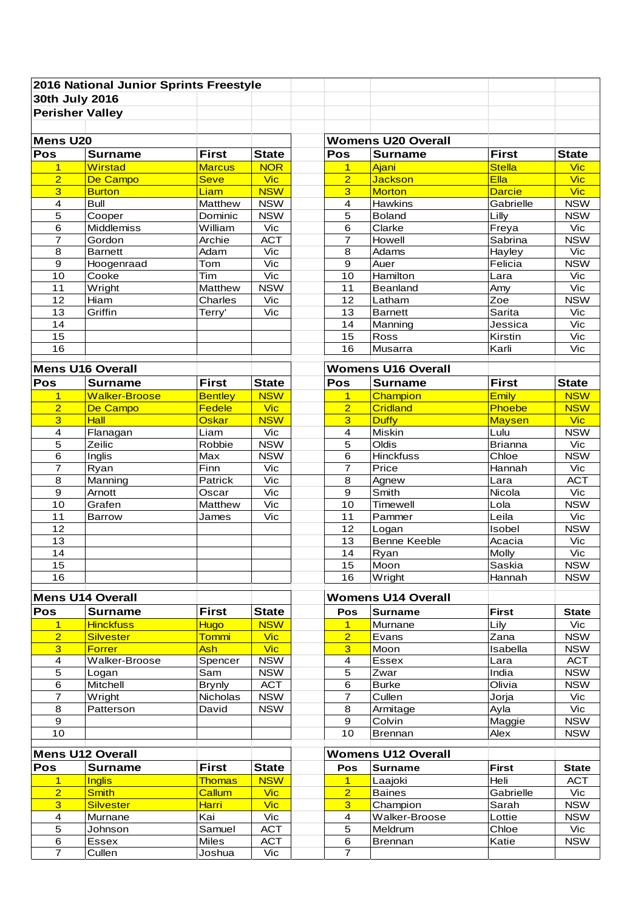**2016 National Junior Sprints Freestyle**

**30th July 2016**

**Perisher Valley**

## Mens U20

| Pos | Surname | First | State |
|---|---|---|---|
| 1 | Wirstad | Marcus | NOR |
| 2 | De Campo | Seve | Vic |
| 3 | Burton | Liam | NSW |
| 4 | Bull | Matthew | NSW |
| 5 | Cooper | Dominic | NSW |
| 6 | Middlemiss | William | Vic |
| 7 | Gordon | Archie | ACT |
| 8 | Barnett | Adam | Vic |
| 9 | Hoogenraad | Tom | Vic |
| 10 | Cooke | Tim | Vic |
| 11 | Wright | Matthew | NSW |
| 12 | Hiam | Charles | Vic |
| 13 | Griffin | Terry' | Vic |
| 14 | | | |
| 15 | | | |
| 16 | | | |

## Womens U20 Overall

| Pos | Surname | First | State |
|---|---|---|---|
| 1 | Ajani | Stella | Vic |
| 2 | Jackson | Ella | Vic |
| 3 | Morton | Darcie | Vic |
| 4 | Hawkins | Gabrielle | NSW |
| 5 | Boland | Lilly | NSW |
| 6 | Clarke | Freya | Vic |
| 7 | Howell | Sabrina | NSW |
| 8 | Adams | Hayley | Vic |
| 9 | Auer | Felicia | NSW |
| 10 | Hamilton | Lara | Vic |
| 11 | Beanland | Amy | Vic |
| 12 | Latham | Zoe | NSW |
| 13 | Barnett | Sarita | Vic |
| 14 | Manning | Jessica | Vic |
| 15 | Ross | Kirstin | Vic |
| 16 | Musarra | Karli | Vic |

## Mens U16 Overall

| Pos | Surname | First | State |
|---|---|---|---|
| 1 | Walker-Broose | Bentley | NSW |
| 2 | De Campo | Fedele | Vic |
| 3 | Hall | Oskar | NSW |
| 4 | Flanagan | Liam | Vic |
| 5 | Zeilic | Robbie | NSW |
| 6 | Inglis | Max | NSW |
| 7 | Ryan | Finn | Vic |
| 8 | Manning | Patrick | Vic |
| 9 | Arnott | Oscar | Vic |
| 10 | Grafen | Matthew | Vic |
| 11 | Barrow | James | Vic |
| 12 | | | |
| 13 | | | |
| 14 | | | |
| 15 | | | |
| 16 | | | |

## Womens U16 Overall

| Pos | Surname | First | State |
|---|---|---|---|
| 1 | Champion | Emily | NSW |
| 2 | Cridland | Phoebe | NSW |
| 3 | Duffy | Maysen | Vic |
| 4 | Miskin | Lulu | NSW |
| 5 | Oldis | Brianna | Vic |
| 6 | Hinckfuss | Chloe | NSW |
| 7 | Price | Hannah | Vic |
| 8 | Agnew | Lara | ACT |
| 9 | Smith | Nicola | Vic |
| 10 | Timewell | Lola | NSW |
| 11 | Pammer | Leila | Vic |
| 12 | Logan | Isobel | NSW |
| 13 | Benne Keeble | Acacia | Vic |
| 14 | Ryan | Molly | Vic |
| 15 | Moon | Saskia | NSW |
| 16 | Wright | Hannah | NSW |

## Mens U14 Overall

| Pos | Surname | First | State |
|---|---|---|---|
| 1 | Hinckfuss | Hugo | NSW |
| 2 | Silvester | Tommi | Vic |
| 3 | Forrer | Ash | Vic |
| 4 | Walker-Broose | Spencer | NSW |
| 5 | Logan | Sam | NSW |
| 6 | Mitchell | Brynly | ACT |
| 7 | Wright | Nicholas | NSW |
| 8 | Patterson | David | NSW |
| 9 | | | |
| 10 | | | |

## Womens U14 Overall

| Pos | Surname | First | State |
|---|---|---|---|
| 1 | Murnane | Lily | Vic |
| 2 | Evans | Zana | NSW |
| 3 | Moon | Isabella | NSW |
| 4 | Essex | Lara | ACT |
| 5 | Zwar | India | NSW |
| 6 | Burke | Olivia | NSW |
| 7 | Cullen | Jorja | Vic |
| 8 | Armitage | Ayla | Vic |
| 9 | Colvin | Maggie | NSW |
| 10 | Brennan | Alex | NSW |

## Mens U12 Overall

| Pos | Surname | First | State |
|---|---|---|---|
| 1 | Inglis | Thomas | NSW |
| 2 | Smith | Callum | Vic |
| 3 | Silvester | Harri | Vic |
| 4 | Murnane | Kai | Vic |
| 5 | Johnson | Samuel | ACT |
| 6 | Essex | Miles | ACT |
| 7 | Cullen | Joshua | Vic |

## Womens U12 Overall

| Pos | Surname | First | State |
|---|---|---|---|
| 1 | Laajoki | Heli | ACT |
| 2 | Baines | Gabrielle | Vic |
| 3 | Champion | Sarah | NSW |
| 4 | Walker-Broose | Lottie | NSW |
| 5 | Meldrum | Chloe | Vic |
| 6 | Brennan | Katie | NSW |
| 7 | | | |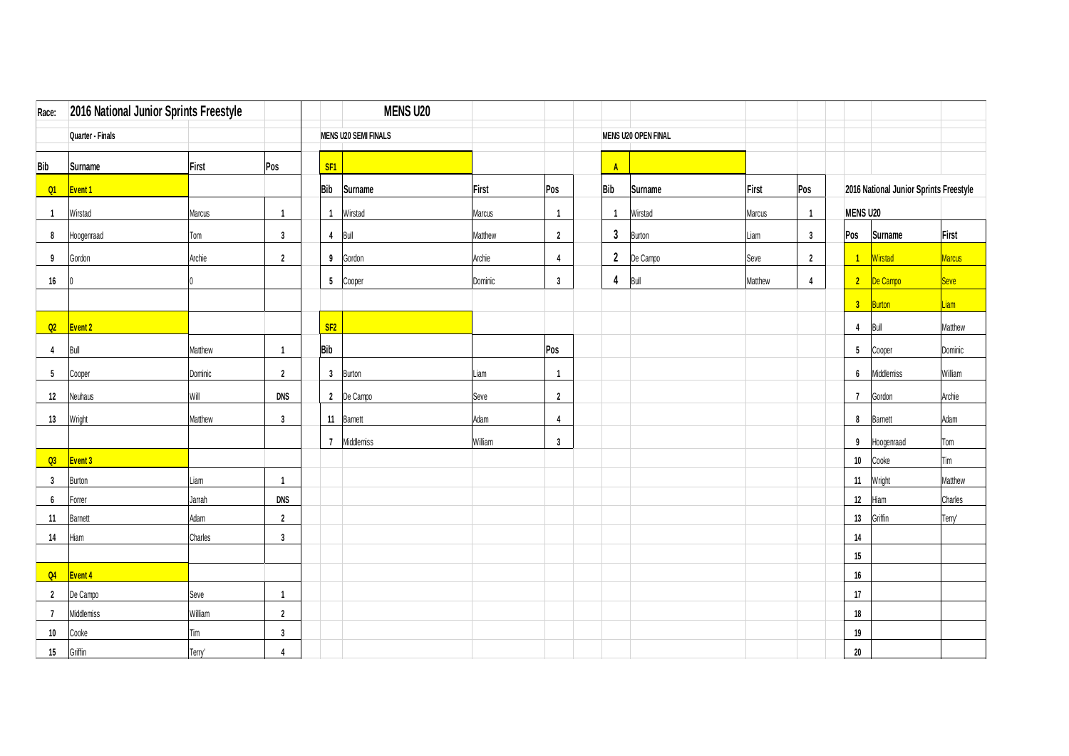**Race: 2016 National Junior Sprints Freestyle**

## MENS U20

### Quarter - Finals

| Bib | Surname | First | Pos |
|---|---|---|---|
| Q1 | Event 1 | | |
| 1 | Wirstad | Marcus | 1 |
| 8 | Hoogenraad | Tom | 3 |
| 9 | Gordon | Archie | 2 |
| 16 | 0 | 0 | |
| Q2 | Event 2 | | |
| 4 | Bull | Matthew | 1 |
| 5 | Cooper | Dominic | 2 |
| 12 | Neuhaus | Will | DNS |
| 13 | Wright | Matthew | 3 |
| Q3 | Event 3 | | |
| 3 | Burton | Liam | 1 |
| 6 | Forrer | Jarrah | DNS |
| 11 | Barnett | Adam | 2 |
| 14 | Hiam | Charles | 3 |
| Q4 | Event 4 | | |
| 2 | De Campo | Seve | 1 |
| 7 | Middlemiss | William | 2 |
| 10 | Cooke | Tim | 3 |
| 15 | Griffin | Terry' | 4 |

### MENS U20 SEMI FINALS

| SF1 | | | |
|---|---|---|---|
| Bib | Surname | First | Pos |
| 1 | Wirstad | Marcus | 1 |
| 4 | Bull | Matthew | 2 |
| 9 | Gordon | Archie | 4 |
| 5 | Cooper | Dominic | 3 |

| SF2 | | | |
|---|---|---|---|
| Bib | | | Pos |
| 3 | Burton | Liam | 1 |
| 2 | De Campo | Seve | 2 |
| 11 | Barnett | Adam | 4 |
| 7 | Middlemiss | William | 3 |

### MENS U20 OPEN FINAL

| A | | | |
|---|---|---|---|
| Bib | Surname | First | Pos |
| 1 | Wirstad | Marcus | 1 |
| 3 | Burton | Liam | 3 |
| 2 | De Campo | Seve | 2 |
| 4 | Bull | Matthew | 4 |

### 2016 National Junior Sprints Freestyle

**MENS U20**

| Pos | Surname | First |
|---|---|---|
| 1 | Wirstad | Marcus |
| 2 | De Campo | Seve |
| 3 | Burton | Liam |
| 4 | Bull | Matthew |
| 5 | Cooper | Dominic |
| 6 | Middlemiss | William |
| 7 | Gordon | Archie |
| 8 | Barnett | Adam |
| 9 | Hoogenraad | Tom |
| 10 | Cooke | Tim |
| 11 | Wright | Matthew |
| 12 | Hiam | Charles |
| 13 | Griffin | Terry' |
| 14 | | |
| 15 | | |
| 16 | | |
| 17 | | |
| 18 | | |
| 19 | | |
| 20 | | |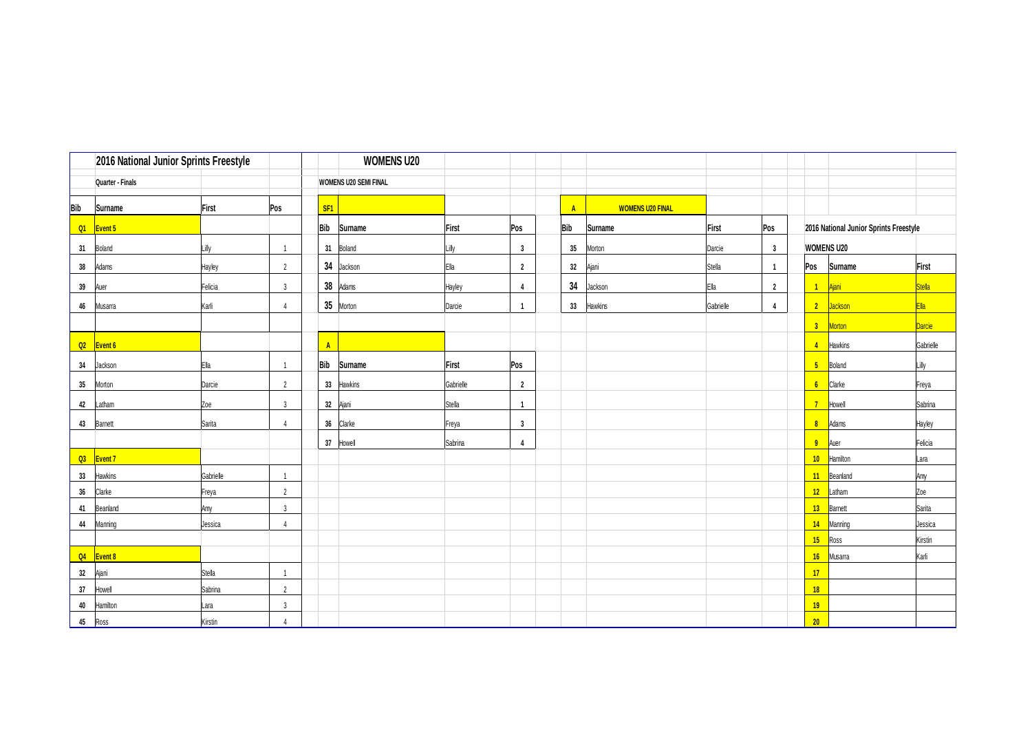## 2016 National Junior Sprints Freestyle

### Quarter - Finals

| Bib | Surname | First | Pos |
|---|---|---|---|
| Q1 | Event 5 | | |
| 31 | Boland | Lilly | 1 |
| 38 | Adams | Hayley | 2 |
| 39 | Auer | Felicia | 3 |
| 46 | Musarra | Karli | 4 |
| Q2 | Event 6 | | |
| 34 | Jackson | Ella | 1 |
| 35 | Morton | Darcie | 2 |
| 42 | Latham | Zoe | 3 |
| 43 | Barnett | Sarita | 4 |
| Q3 | Event 7 | | |
| 33 | Hawkins | Gabrielle | 1 |
| 36 | Clarke | Freya | 2 |
| 41 | Beanland | Amy | 3 |
| 44 | Manning | Jessica | 4 |
| Q4 | Event 8 | | |
| 32 | Ajani | Stella | 1 |
| 37 | Howell | Sabrina | 2 |
| 40 | Hamilton | Lara | 3 |
| 45 | Ross | Kirstin | 4 |

## WOMENS U20

### WOMENS U20 SEMI FINAL

**SF1**

| Bib | Surname | First | Pos |
|---|---|---|---|
| 31 | Boland | Lilly | 3 |
| 34 | Jackson | Ella | 2 |
| 38 | Adams | Hayley | 4 |
| 35 | Morton | Darcie | 1 |

**A**

| Bib | Surname | First | Pos |
|---|---|---|---|
| 33 | Hawkins | Gabrielle | 2 |
| 32 | Ajani | Stella | 1 |
| 36 | Clarke | Freya | 3 |
| 37 | Howell | Sabrina | 4 |

### A — WOMENS U20 FINAL

| Bib | Surname | First | Pos |
|---|---|---|---|
| 35 | Morton | Darcie | 3 |
| 32 | Ajani | Stella | 1 |
| 34 | Jackson | Ella | 2 |
| 33 | Hawkins | Gabrielle | 4 |

## 2016 National Junior Sprints Freestyle

### WOMENS U20

| Pos | Surname | First |
|---|---|---|
| 1 | Ajani | Stella |
| 2 | Jackson | Ella |
| 3 | Morton | Darcie |
| 4 | Hawkins | Gabrielle |
| 5 | Boland | Lilly |
| 6 | Clarke | Freya |
| 7 | Howell | Sabrina |
| 8 | Adams | Hayley |
| 9 | Auer | Felicia |
| 10 | Hamilton | Lara |
| 11 | Beanland | Amy |
| 12 | Latham | Zoe |
| 13 | Barnett | Sarita |
| 14 | Manning | Jessica |
| 15 | Ross | Kirstin |
| 16 | Musarra | Karli |
| 17 | | |
| 18 | | |
| 19 | | |
| 20 | | |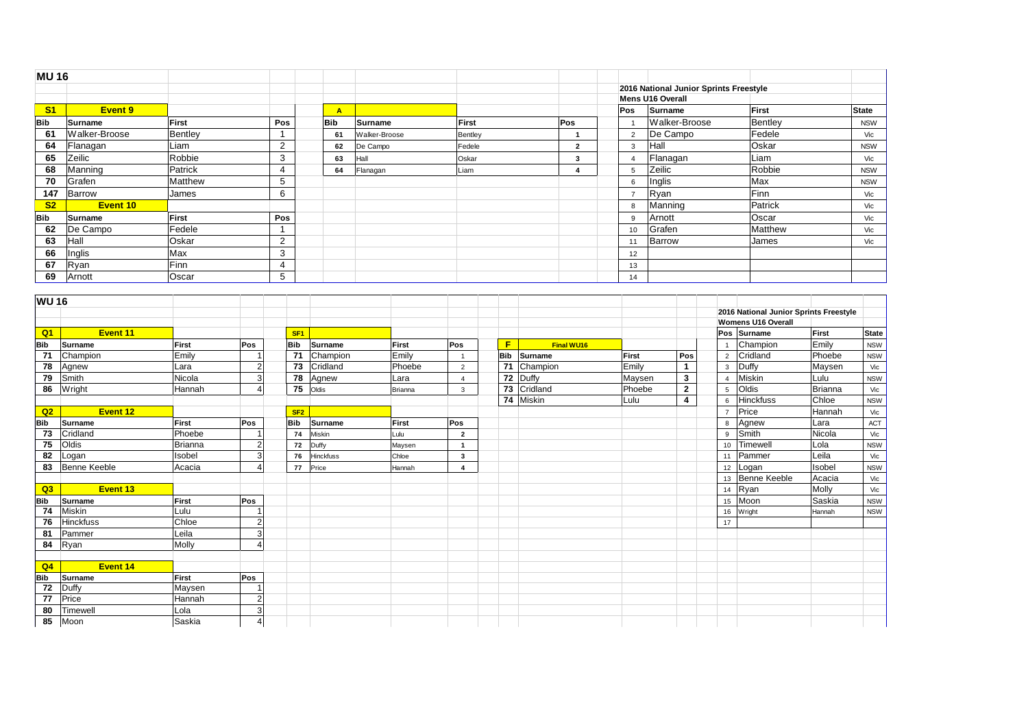## MU 16

| S1 | Event 9 | | |
|---|---|---|---|
| Bib | Surname | First | Pos |
| 61 | Walker-Broose | Bentley | 1 |
| 64 | Flanagan | Liam | 2 |
| 65 | Zeilic | Robbie | 3 |
| 68 | Manning | Patrick | 4 |
| 70 | Grafen | Matthew | 5 |
| 147 | Barrow | James | 6 |

| S2 | Event 10 | | |
|---|---|---|---|
| Bib | Surname | First | Pos |
| 62 | De Campo | Fedele | 1 |
| 63 | Hall | Oskar | 2 |
| 66 | Inglis | Max | 3 |
| 67 | Ryan | Finn | 4 |
| 69 | Arnott | Oscar | 5 |

| A | | | |
|---|---|---|---|
| Bib | Surname | First | Pos |
| 61 | Walker-Broose | Bentley | 1 |
| 62 | De Campo | Fedele | 2 |
| 63 | Hall | Oskar | 3 |
| 64 | Flanagan | Liam | 4 |

**2016 National Junior Sprints Freestyle**
**Mens U16 Overall**

| Pos | Surname | First | State |
|---|---|---|---|
| 1 | Walker-Broose | Bentley | NSW |
| 2 | De Campo | Fedele | Vic |
| 3 | Hall | Oskar | NSW |
| 4 | Flanagan | Liam | Vic |
| 5 | Zeilic | Robbie | NSW |
| 6 | Inglis | Max | NSW |
| 7 | Ryan | Finn | Vic |
| 8 | Manning | Patrick | Vic |
| 9 | Arnott | Oscar | Vic |
| 10 | Grafen | Matthew | Vic |
| 11 | Barrow | James | Vic |
| 12 | | | |
| 13 | | | |
| 14 | | | |

## WU 16

| Q1 | Event 11 | | |
|---|---|---|---|
| Bib | Surname | First | Pos |
| 71 | Champion | Emily | 1 |
| 78 | Agnew | Lara | 2 |
| 79 | Smith | Nicola | 3 |
| 86 | Wright | Hannah | 4 |

| Q2 | Event 12 | | |
|---|---|---|---|
| Bib | Surname | First | Pos |
| 73 | Cridland | Phoebe | 1 |
| 75 | Oldis | Brianna | 2 |
| 82 | Logan | Isobel | 3 |
| 83 | Benne Keeble | Acacia | 4 |

| Q3 | Event 13 | | |
|---|---|---|---|
| Bib | Surname | First | Pos |
| 74 | Miskin | Lulu | 1 |
| 76 | Hinckfuss | Chloe | 2 |
| 81 | Pammer | Leila | 3 |
| 84 | Ryan | Molly | 4 |

| Q4 | Event 14 | | |
|---|---|---|---|
| Bib | Surname | First | Pos |
| 72 | Duffy | Maysen | 1 |
| 77 | Price | Hannah | 2 |
| 80 | Timewell | Lola | 3 |
| 85 | Moon | Saskia | 4 |

| SF1 | | | |
|---|---|---|---|
| Bib | Surname | First | Pos |
| 71 | Champion | Emily | 1 |
| 73 | Cridland | Phoebe | 2 |
| 78 | Agnew | Lara | 4 |
| 75 | Oldis | Brianna | 3 |

| SF2 | | | |
|---|---|---|---|
| Bib | Surname | First | Pos |
| 74 | Miskin | Lulu | 2 |
| 72 | Duffy | Maysen | 1 |
| 76 | Hinckfuss | Chloe | 3 |
| 77 | Price | Hannah | 4 |

| F | Final WU16 | | |
|---|---|---|---|
| Bib | Surname | First | Pos |
| 71 | Champion | Emily | 1 |
| 72 | Duffy | Maysen | 3 |
| 73 | Cridland | Phoebe | 2 |
| 74 | Miskin | Lulu | 4 |

**2016 National Junior Sprints Freestyle**
**Womens U16 Overall**

| Pos | Surname | First | State |
|---|---|---|---|
| 1 | Champion | Emily | NSW |
| 2 | Cridland | Phoebe | NSW |
| 3 | Duffy | Maysen | Vic |
| 4 | Miskin | Lulu | NSW |
| 5 | Oldis | Brianna | Vic |
| 6 | Hinckfuss | Chloe | NSW |
| 7 | Price | Hannah | Vic |
| 8 | Agnew | Lara | ACT |
| 9 | Smith | Nicola | Vic |
| 10 | Timewell | Lola | NSW |
| 11 | Pammer | Leila | Vic |
| 12 | Logan | Isobel | NSW |
| 13 | Benne Keeble | Acacia | Vic |
| 14 | Ryan | Molly | Vic |
| 15 | Moon | Saskia | NSW |
| 16 | Wright | Hannah | NSW |
| 17 | | | |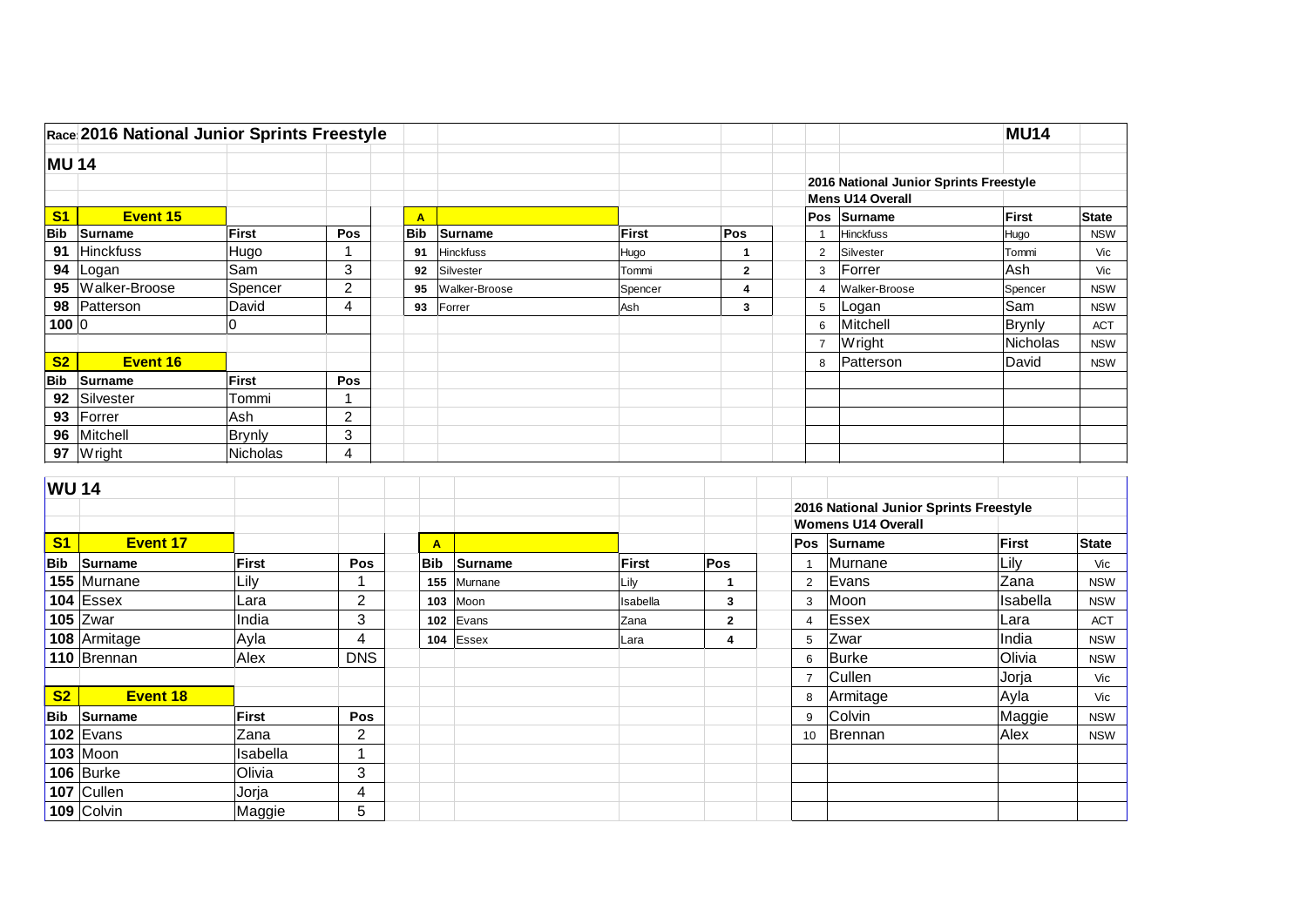# Race 2016 National Junior Sprints Freestyle

**MU14**

## MU 14

| S1 | Event 15 | | |
|---|---|---|---|
| Bib | Surname | First | Pos |
| 91 | Hinckfuss | Hugo | 1 |
| 94 | Logan | Sam | 3 |
| 95 | Walker-Broose | Spencer | 2 |
| 98 | Patterson | David | 4 |
| 100 | 0 | 0 | |

| S2 | Event 16 | | |
|---|---|---|---|
| Bib | Surname | First | Pos |
| 92 | Silvester | Tommi | 1 |
| 93 | Forrer | Ash | 2 |
| 96 | Mitchell | Brynly | 3 |
| 97 | Wright | Nicholas | 4 |

| A | | | |
|---|---|---|---|
| Bib | Surname | First | Pos |
| 91 | Hinckfuss | Hugo | 1 |
| 92 | Silvester | Tommi | 2 |
| 95 | Walker-Broose | Spencer | 4 |
| 93 | Forrer | Ash | 3 |

**2016 National Junior Sprints Freestyle**
**Mens U14 Overall**

| Pos | Surname | First | State |
|---|---|---|---|
| 1 | Hinckfuss | Hugo | NSW |
| 2 | Silvester | Tommi | Vic |
| 3 | Forrer | Ash | Vic |
| 4 | Walker-Broose | Spencer | NSW |
| 5 | Logan | Sam | NSW |
| 6 | Mitchell | Brynly | ACT |
| 7 | Wright | Nicholas | NSW |
| 8 | Patterson | David | NSW |

## WU 14

| S1 | Event 17 | | |
|---|---|---|---|
| Bib | Surname | First | Pos |
| 155 | Murnane | Lily | 1 |
| 104 | Essex | Lara | 2 |
| 105 | Zwar | India | 3 |
| 108 | Armitage | Ayla | 4 |
| 110 | Brennan | Alex | DNS |

| S2 | Event 18 | | |
|---|---|---|---|
| Bib | Surname | First | Pos |
| 102 | Evans | Zana | 2 |
| 103 | Moon | Isabella | 1 |
| 106 | Burke | Olivia | 3 |
| 107 | Cullen | Jorja | 4 |
| 109 | Colvin | Maggie | 5 |

| A | | | |
|---|---|---|---|
| Bib | Surname | First | Pos |
| 155 | Murnane | Lily | 1 |
| 103 | Moon | Isabella | 3 |
| 102 | Evans | Zana | 2 |
| 104 | Essex | Lara | 4 |

**2016 National Junior Sprints Freestyle**
**Womens U14 Overall**

| Pos | Surname | First | State |
|---|---|---|---|
| 1 | Murnane | Lily | Vic |
| 2 | Evans | Zana | NSW |
| 3 | Moon | Isabella | NSW |
| 4 | Essex | Lara | ACT |
| 5 | Zwar | India | NSW |
| 6 | Burke | Olivia | NSW |
| 7 | Cullen | Jorja | Vic |
| 8 | Armitage | Ayla | Vic |
| 9 | Colvin | Maggie | NSW |
| 10 | Brennan | Alex | NSW |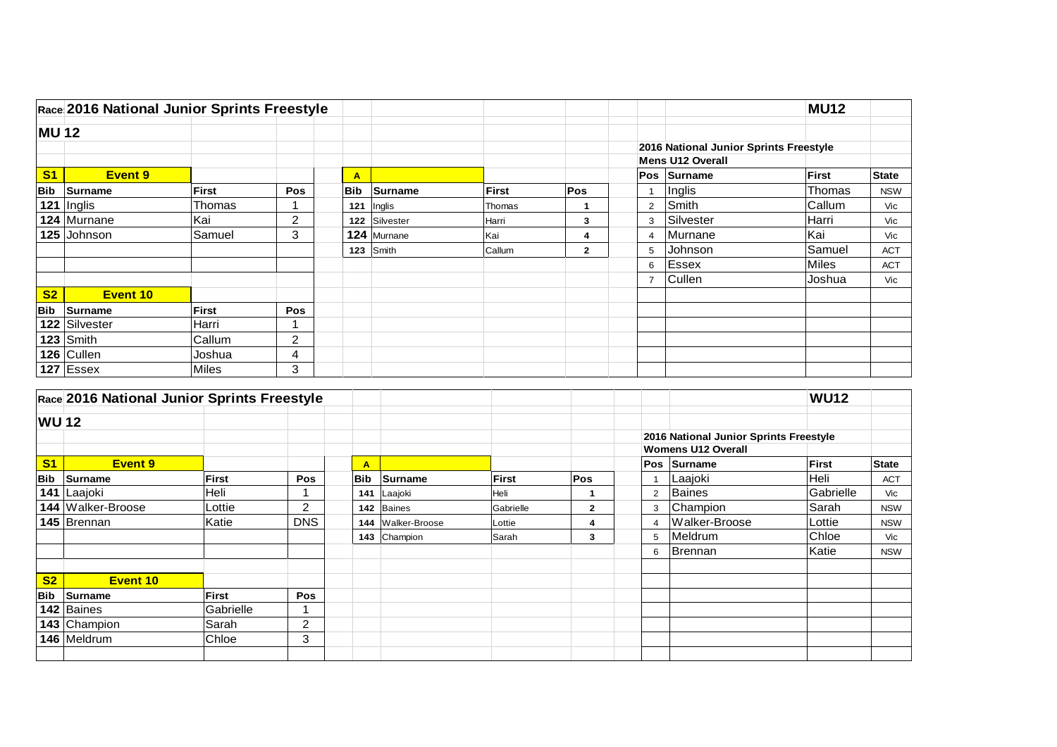## Race 2016 National Junior Sprints Freestyle — MU12

### MU 12

| S1 | Event 9 | | |
|---|---|---|---|
| Bib | Surname | First | Pos |
| 121 | Inglis | Thomas | 1 |
| 124 | Murnane | Kai | 2 |
| 125 | Johnson | Samuel | 3 |

| S2 | Event 10 | | |
|---|---|---|---|
| Bib | Surname | First | Pos |
| 122 | Silvester | Harri | 1 |
| 123 | Smith | Callum | 2 |
| 126 | Cullen | Joshua | 4 |
| 127 | Essex | Miles | 3 |

| A | | | |
|---|---|---|---|
| Bib | Surname | First | Pos |
| 121 | Inglis | Thomas | 1 |
| 122 | Silvester | Harri | 3 |
| 124 | Murnane | Kai | 4 |
| 123 | Smith | Callum | 2 |

**2016 National Junior Sprints Freestyle**
**Mens U12 Overall**

| Pos | Surname | First | State |
|---|---|---|---|
| 1 | Inglis | Thomas | NSW |
| 2 | Smith | Callum | Vic |
| 3 | Silvester | Harri | Vic |
| 4 | Murnane | Kai | Vic |
| 5 | Johnson | Samuel | ACT |
| 6 | Essex | Miles | ACT |
| 7 | Cullen | Joshua | Vic |

## Race 2016 National Junior Sprints Freestyle — WU12

### WU 12

| S1 | Event 9 | | |
|---|---|---|---|
| Bib | Surname | First | Pos |
| 141 | Laajoki | Heli | 1 |
| 144 | Walker-Broose | Lottie | 2 |
| 145 | Brennan | Katie | DNS |

| S2 | Event 10 | | |
|---|---|---|---|
| Bib | Surname | First | Pos |
| 142 | Baines | Gabrielle | 1 |
| 143 | Champion | Sarah | 2 |
| 146 | Meldrum | Chloe | 3 |

| A | | | |
|---|---|---|---|
| Bib | Surname | First | Pos |
| 141 | Laajoki | Heli | 1 |
| 142 | Baines | Gabrielle | 2 |
| 144 | Walker-Broose | Lottie | 4 |
| 143 | Champion | Sarah | 3 |

**2016 National Junior Sprints Freestyle**
**Womens U12 Overall**

| Pos | Surname | First | State |
|---|---|---|---|
| 1 | Laajoki | Heli | ACT |
| 2 | Baines | Gabrielle | Vic |
| 3 | Champion | Sarah | NSW |
| 4 | Walker-Broose | Lottie | NSW |
| 5 | Meldrum | Chloe | Vic |
| 6 | Brennan | Katie | NSW |